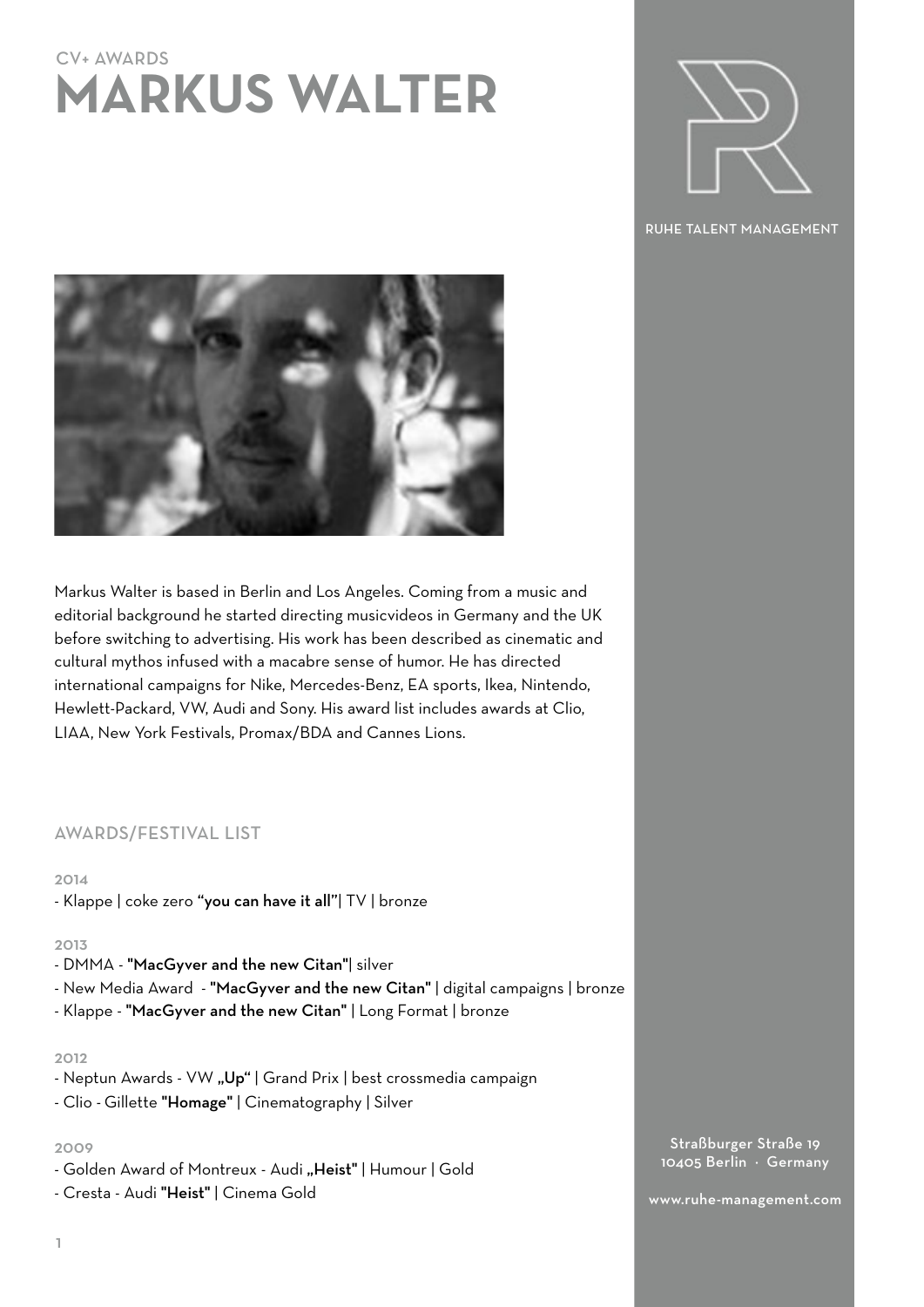CV+ AWARDS

# MARKUS WALTER

RUHE TALENT MANAGEMENT

Markus Walter is based in Berlin and Los Angeles. Coming from a music and editorial background he started directing musicvideos in Germany and the UK before switching to advertising. His work has been described as cinematic and cultural mythos infused with a macabre sense of humor. He has directed international campaigns for Nike, Mercedes-Benz, EA sports, Ikea, Nintendo, Hewlett-Packard, VW, Audi and Sony. His award list includes awards at Clio, LIAA, New York Festivals, Promax/BDA and Cannes Lions.

## AWARDS/FESTIVAL LIST

### 2014

- Klappe | coke zero **“you can have it all”**| TV | bronze

### 2013

- DMMA - **"MacGyver and the new Citan"**| silver
- New Media Award - **"MacGyver and the new Citan"** | digital campaigns | bronze
- Klappe - **"MacGyver and the new Citan"** | Long Format | bronze

### 2012

- Neptun Awards - VW **„Up“** | Grand Prix | best crossmedia campaign
- Clio - Gillette **"Homage"** | Cinematography | Silver

### 2009

- Golden Award of Montreux - Audi **„Heist"** | Humour | Gold
- Cresta - Audi **"Heist"** | Cinema Gold

Straßburger Straße 19
10405 Berlin · Germany

www.ruhe-management.com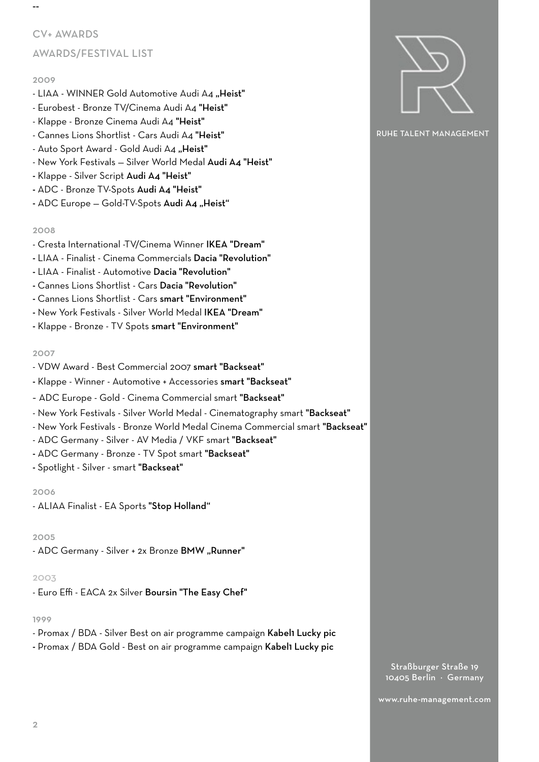--

## CV+ AWARDS

## AWARDS/FESTIVAL LIST

### 2009

- LIAA - WINNER Gold Automotive Audi A4 **„Heist"**
- Eurobest - Bronze TV/Cinema Audi A4 **"Heist"**
- Klappe - Bronze Cinema Audi A4 **"Heist"**
- Cannes Lions Shortlist - Cars Audi A4 **"Heist"**
- Auto Sport Award - Gold Audi A4 **„Heist"**
- New York Festivals — Silver World Medal **Audi A4 "Heist"**
- Klappe - Silver Script **Audi A4 "Heist"**
- ADC - Bronze TV-Spots **Audi A4 "Heist"**
- ADC Europe — Gold-TV-Spots **Audi A4 „Heist“**

### 2008

- Cresta International -TV/Cinema Winner **IKEA "Dream"**
- LIAA - Finalist - Cinema Commercials **Dacia "Revolution"**
- LIAA - Finalist - Automotive **Dacia "Revolution"**
- Cannes Lions Shortlist - Cars **Dacia "Revolution"**
- Cannes Lions Shortlist - Cars **smart "Environment"**
- New York Festivals - Silver World Medal **IKEA "Dream"**
- Klappe - Bronze - TV Spots **smart "Environment"**

### 2007

- VDW Award - Best Commercial 2007 **smart "Backseat"**
- Klappe - Winner - Automotive + Accessories **smart "Backseat"**
- ADC Europe - Gold - Cinema Commercial smart **"Backseat"**
- New York Festivals - Silver World Medal - Cinematography smart **"Backseat"**
- New York Festivals - Bronze World Medal Cinema Commercial smart **"Backseat"**
- ADC Germany - Silver - AV Media / VKF smart **"Backseat"**
- ADC Germany - Bronze - TV Spot smart **"Backseat"**
- Spotlight - Silver - smart **"Backseat"**

### 2006

- ALIAA Finalist - EA Sports **"Stop Holland“**

### 2005

- ADC Germany - Silver + 2x Bronze **BMW „Runner"**

### 2003

- Euro Effi - EACA 2x Silver **Boursin "The Easy Chef"**

### 1999

- Promax / BDA - Silver Best on air programme campaign **Kabel1 Lucky pic**
- Promax / BDA Gold - Best on air programme campaign **Kabel1 Lucky pic**

RUHE TALENT MANAGEMENT

Straßburger Straße 19
10405 Berlin · Germany

www.ruhe-management.com